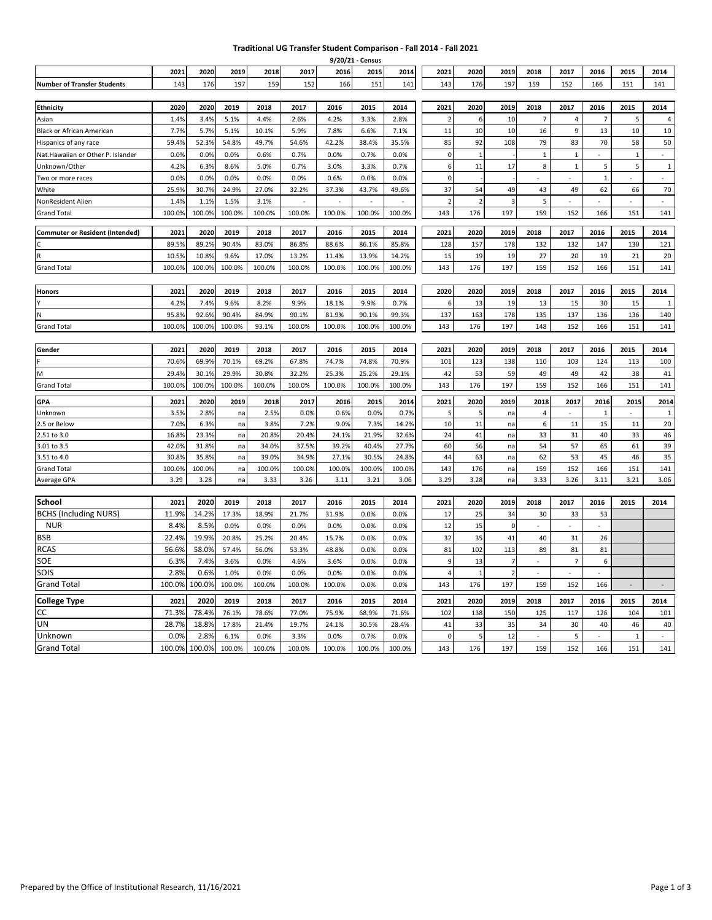# Traditional UG Transfer Student Comparison - Fall 2014 - Fall 2021

9/20/21 - Census

| | 2021 | 2020 | 2019 | 2018 | 2017 | 2016 | 2015 | 2014 | 2021 | 2020 | 2019 | 2018 | 2017 | 2016 | 2015 | 2014 |
|---|---|---|---|---|---|---|---|---|---|---|---|---|---|---|---|---|
| **Number of Transfer Students** | 143 | 176 | 197 | 159 | 152 | 166 | 151 | 141 | 143 | 176 | 197 | 159 | 152 | 166 | 151 | 141 |

| **Ethnicity** | 2020 | 2020 | 2019 | 2018 | 2017 | 2016 | 2015 | 2014 | 2021 | 2020 | 2019 | 2018 | 2017 | 2016 | 2015 | 2014 |
|---|---|---|---|---|---|---|---|---|---|---|---|---|---|---|---|---|
| Asian | 1.4% | 3.4% | 5.1% | 4.4% | 2.6% | 4.2% | 3.3% | 2.8% | 2 | 6 | 10 | 7 | 4 | 7 | 5 | 4 |
| Black or African American | 7.7% | 5.7% | 5.1% | 10.1% | 5.9% | 7.8% | 6.6% | 7.1% | 11 | 10 | 10 | 16 | 9 | 13 | 10 | 10 |
| Hispanics of any race | 59.4% | 52.3% | 54.8% | 49.7% | 54.6% | 42.2% | 38.4% | 35.5% | 85 | 92 | 108 | 79 | 83 | 70 | 58 | 50 |
| Nat.Hawaiian or Other P. Islander | 0.0% | 0.0% | 0.0% | 0.6% | 0.7% | 0.0% | 0.7% | 0.0% | 0 | 1 | - | 1 | 1 | - | 1 | - |
| Unknown/Other | 4.2% | 6.3% | 8.6% | 5.0% | 0.7% | 3.0% | 3.3% | 0.7% | 6 | 11 | 17 | 8 | 1 | 5 | 5 | 1 |
| Two or more races | 0.0% | 0.0% | 0.0% | 0.0% | 0.0% | 0.6% | 0.0% | 0.0% | 0 | - | - | - | - | 1 | - | - |
| White | 25.9% | 30.7% | 24.9% | 27.0% | 32.2% | 37.3% | 43.7% | 49.6% | 37 | 54 | 49 | 43 | 49 | 62 | 66 | 70 |
| NonResident Alien | 1.4% | 1.1% | 1.5% | 3.1% | - | - | - | - | 2 | 2 | 3 | 5 | - | - | - | - |
| Grand Total | 100.0% | 100.0% | 100.0% | 100.0% | 100.0% | 100.0% | 100.0% | 100.0% | 143 | 176 | 197 | 159 | 152 | 166 | 151 | 141 |

| **Commuter or Resident (Intended)** | 2021 | 2020 | 2019 | 2018 | 2017 | 2016 | 2015 | 2014 | 2021 | 2020 | 2019 | 2018 | 2017 | 2016 | 2015 | 2014 |
|---|---|---|---|---|---|---|---|---|---|---|---|---|---|---|---|---|
| C | 89.5% | 89.2% | 90.4% | 83.0% | 86.8% | 88.6% | 86.1% | 85.8% | 128 | 157 | 178 | 132 | 132 | 147 | 130 | 121 |
| R | 10.5% | 10.8% | 9.6% | 17.0% | 13.2% | 11.4% | 13.9% | 14.2% | 15 | 19 | 19 | 27 | 20 | 19 | 21 | 20 |
| Grand Total | 100.0% | 100.0% | 100.0% | 100.0% | 100.0% | 100.0% | 100.0% | 100.0% | 143 | 176 | 197 | 159 | 152 | 166 | 151 | 141 |

| **Honors** | 2021 | 2020 | 2019 | 2018 | 2017 | 2016 | 2015 | 2014 | 2020 | 2020 | 2019 | 2018 | 2017 | 2016 | 2015 | 2014 |
|---|---|---|---|---|---|---|---|---|---|---|---|---|---|---|---|---|
| Y | 4.2% | 7.4% | 9.6% | 8.2% | 9.9% | 18.1% | 9.9% | 0.7% | 6 | 13 | 19 | 13 | 15 | 30 | 15 | 1 |
| N | 95.8% | 92.6% | 90.4% | 84.9% | 90.1% | 81.9% | 90.1% | 99.3% | 137 | 163 | 178 | 135 | 137 | 136 | 136 | 140 |
| Grand Total | 100.0% | 100.0% | 100.0% | 93.1% | 100.0% | 100.0% | 100.0% | 100.0% | 143 | 176 | 197 | 148 | 152 | 166 | 151 | 141 |

| **Gender** | 2021 | 2020 | 2019 | 2018 | 2017 | 2016 | 2015 | 2014 | 2021 | 2020 | 2019 | 2018 | 2017 | 2016 | 2015 | 2014 |
|---|---|---|---|---|---|---|---|---|---|---|---|---|---|---|---|---|
| F | 70.6% | 69.9% | 70.1% | 69.2% | 67.8% | 74.7% | 74.8% | 70.9% | 101 | 123 | 138 | 110 | 103 | 124 | 113 | 100 |
| M | 29.4% | 30.1% | 29.9% | 30.8% | 32.2% | 25.3% | 25.2% | 29.1% | 42 | 53 | 59 | 49 | 49 | 42 | 38 | 41 |
| Grand Total | 100.0% | 100.0% | 100.0% | 100.0% | 100.0% | 100.0% | 100.0% | 100.0% | 143 | 176 | 197 | 159 | 152 | 166 | 151 | 141 |

| **GPA** | 2021 | 2020 | 2019 | 2018 | 2017 | 2016 | 2015 | 2014 | 2021 | 2020 | 2019 | 2018 | 2017 | 2016 | 2015 | 2014 |
|---|---|---|---|---|---|---|---|---|---|---|---|---|---|---|---|---|
| Unknown | 3.5% | 2.8% | na | 2.5% | 0.0% | 0.6% | 0.0% | 0.7% | 5 | 5 | na | 4 | - | 1 | - | 1 |
| 2.5 or Below | 7.0% | 6.3% | na | 3.8% | 7.2% | 9.0% | 7.3% | 14.2% | 10 | 11 | na | 6 | 11 | 15 | 11 | 20 |
| 2.51 to 3.0 | 16.8% | 23.3% | na | 20.8% | 20.4% | 24.1% | 21.9% | 32.6% | 24 | 41 | na | 33 | 31 | 40 | 33 | 46 |
| 3.01 to 3.5 | 42.0% | 31.8% | na | 34.0% | 37.5% | 39.2% | 40.4% | 27.7% | 60 | 56 | na | 54 | 57 | 65 | 61 | 39 |
| 3.51 to 4.0 | 30.8% | 35.8% | na | 39.0% | 34.9% | 27.1% | 30.5% | 24.8% | 44 | 63 | na | 62 | 53 | 45 | 46 | 35 |
| Grand Total | 100.0% | 100.0% | na | 100.0% | 100.0% | 100.0% | 100.0% | 100.0% | 143 | 176 | na | 159 | 152 | 166 | 151 | 141 |
| Average GPA | 3.29 | 3.28 | na | 3.33 | 3.26 | 3.11 | 3.21 | 3.06 | 3.29 | 3.28 | na | 3.33 | 3.26 | 3.11 | 3.21 | 3.06 |

| **School** | 2021 | 2020 | 2019 | 2018 | 2017 | 2016 | 2015 | 2014 | 2021 | 2020 | 2019 | 2018 | 2017 | 2016 | 2015 | 2014 |
|---|---|---|---|---|---|---|---|---|---|---|---|---|---|---|---|---|
| BCHS (Including NURS) | 11.9% | 14.2% | 17.3% | 18.9% | 21.7% | 31.9% | 0.0% | 0.0% | 17 | 25 | 34 | 30 | 33 | 53 | | |
| NUR | 8.4% | 8.5% | 0.0% | 0.0% | 0.0% | 0.0% | 0.0% | 0.0% | 12 | 15 | 0 | - | - | - | | |
| BSB | 22.4% | 19.9% | 20.8% | 25.2% | 20.4% | 15.7% | 0.0% | 0.0% | 32 | 35 | 41 | 40 | 31 | 26 | | |
| RCAS | 56.6% | 58.0% | 57.4% | 56.0% | 53.3% | 48.8% | 0.0% | 0.0% | 81 | 102 | 113 | 89 | 81 | 81 | | |
| SOE | 6.3% | 7.4% | 3.6% | 0.0% | 4.6% | 3.6% | 0.0% | 0.0% | 9 | 13 | 7 | - | 7 | 6 | | |
| SOIS | 2.8% | 0.6% | 1.0% | 0.0% | 0.0% | 0.0% | 0.0% | 0.0% | 4 | 1 | 2 | - | - | - | | |
| Grand Total | 100.0% | 100.0% | 100.0% | 100.0% | 100.0% | 100.0% | 0.0% | 0.0% | 143 | 176 | 197 | 159 | 152 | 166 | - | - |

| **College Type** | 2021 | 2020 | 2019 | 2018 | 2017 | 2016 | 2015 | 2014 | 2021 | 2020 | 2019 | 2018 | 2017 | 2016 | 2015 | 2014 |
|---|---|---|---|---|---|---|---|---|---|---|---|---|---|---|---|---|
| CC | 71.3% | 78.4% | 76.1% | 78.6% | 77.0% | 75.9% | 68.9% | 71.6% | 102 | 138 | 150 | 125 | 117 | 126 | 104 | 101 |
| UN | 28.7% | 18.8% | 17.8% | 21.4% | 19.7% | 24.1% | 30.5% | 28.4% | 41 | 33 | 35 | 34 | 30 | 40 | 46 | 40 |
| Unknown | 0.0% | 2.8% | 6.1% | 0.0% | 3.3% | 0.0% | 0.7% | 0.0% | 0 | 5 | 12 | - | 5 | - | 1 | - |
| Grand Total | 100.0% | 100.0% | 100.0% | 100.0% | 100.0% | 100.0% | 100.0% | 100.0% | 143 | 176 | 197 | 159 | 152 | 166 | 151 | 141 |

Prepared by the Office of Institutional Research, 11/16/2021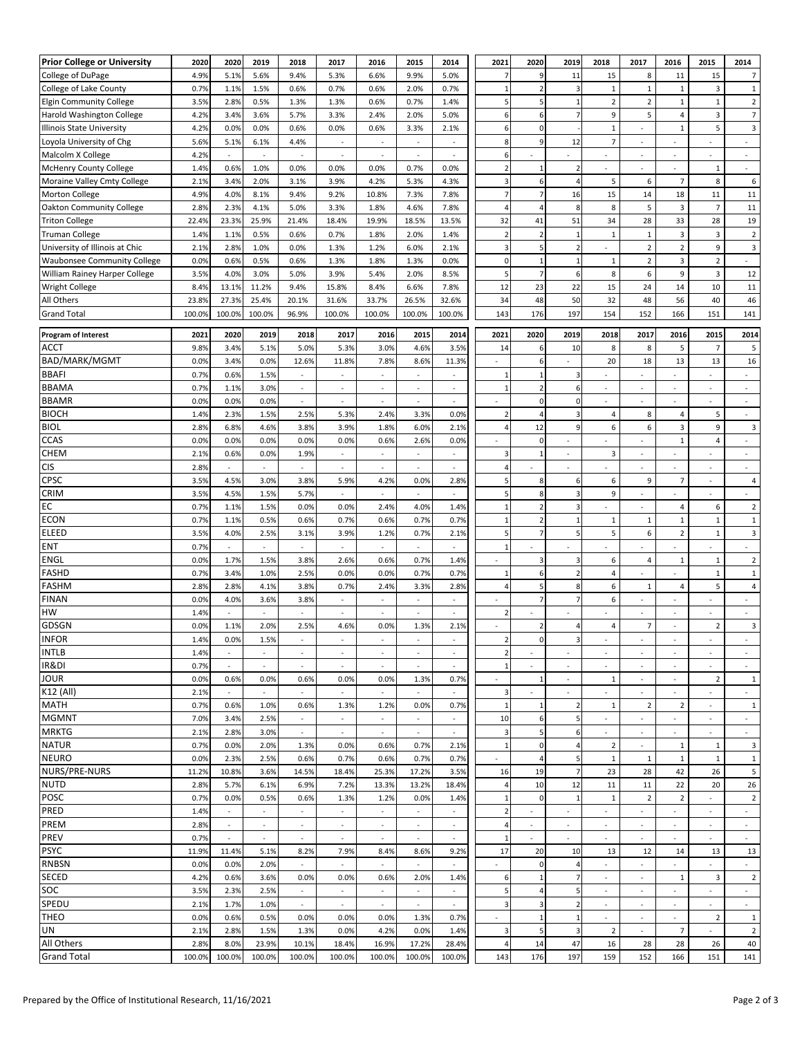| Prior College or University | 2020 | 2020 | 2019 | 2018 | 2017 | 2016 | 2015 | 2014 | 2021 | 2020 | 2019 | 2018 | 2017 | 2016 | 2015 | 2014 |
|---|---|---|---|---|---|---|---|---|---|---|---|---|---|---|---|---|
| College of DuPage | 4.9% | 5.1% | 5.6% | 9.4% | 5.3% | 6.6% | 9.9% | 5.0% | 7 | 9 | 11 | 15 | 8 | 11 | 15 | 7 |
| College of Lake County | 0.7% | 1.1% | 1.5% | 0.6% | 0.7% | 0.6% | 2.0% | 0.7% | 1 | 2 | 3 | 1 | 1 | 1 | 3 | 1 |
| Elgin Community College | 3.5% | 2.8% | 0.5% | 1.3% | 1.3% | 0.6% | 0.7% | 1.4% | 5 | 5 | 1 | 2 | 2 | 1 | 1 | 2 |
| Harold Washington College | 4.2% | 3.4% | 3.6% | 5.7% | 3.3% | 2.4% | 2.0% | 5.0% | 6 | 6 | 7 | 9 | 5 | 4 | 3 | 7 |
| Illinois State University | 4.2% | 0.0% | 0.0% | 0.6% | 0.0% | 0.6% | 3.3% | 2.1% | 6 | 0 | - | 1 | - | 1 | 5 | 3 |
| Loyola University of Chg | 5.6% | 5.1% | 6.1% | 4.4% | - | - | - | - | 8 | 9 | 12 | 7 | - | - | - | - |
| Malcolm X College | 4.2% | - | - | - | - | - | - | - | 6 | - | - | - | - | - | - | - |
| McHenry County College | 1.4% | 0.6% | 1.0% | 0.0% | 0.0% | 0.0% | 0.7% | 0.0% | 2 | 1 | 2 | - | - | - | 1 | - |
| Moraine Valley Cmty College | 2.1% | 3.4% | 2.0% | 3.1% | 3.9% | 4.2% | 5.3% | 4.3% | 3 | 6 | 4 | 5 | 6 | 7 | 8 | 6 |
| Morton College | 4.9% | 4.0% | 8.1% | 9.4% | 9.2% | 10.8% | 7.3% | 7.8% | 7 | 7 | 16 | 15 | 14 | 18 | 11 | 11 |
| Oakton Community College | 2.8% | 2.3% | 4.1% | 5.0% | 3.3% | 1.8% | 4.6% | 7.8% | 4 | 4 | 8 | 8 | 5 | 3 | 7 | 11 |
| Triton College | 22.4% | 23.3% | 25.9% | 21.4% | 18.4% | 19.9% | 18.5% | 13.5% | 32 | 41 | 51 | 34 | 28 | 33 | 28 | 19 |
| Truman College | 1.4% | 1.1% | 0.5% | 0.6% | 0.7% | 1.8% | 2.0% | 1.4% | 2 | 2 | 1 | 1 | 1 | 3 | 3 | 2 |
| University of Illinois at Chic | 2.1% | 2.8% | 1.0% | 0.0% | 1.3% | 1.2% | 6.0% | 2.1% | 3 | 5 | 2 | - | 2 | 2 | 9 | 3 |
| Waubonsee Community College | 0.0% | 0.6% | 0.5% | 0.6% | 1.3% | 1.8% | 1.3% | 0.0% | 0 | 1 | 1 | 1 | 2 | 3 | 2 | - |
| William Rainey Harper College | 3.5% | 4.0% | 3.0% | 5.0% | 3.9% | 5.4% | 2.0% | 8.5% | 5 | 7 | 6 | 8 | 6 | 9 | 3 | 12 |
| Wright College | 8.4% | 13.1% | 11.2% | 9.4% | 15.8% | 8.4% | 6.6% | 7.8% | 12 | 23 | 22 | 15 | 24 | 14 | 10 | 11 |
| All Others | 23.8% | 27.3% | 25.4% | 20.1% | 31.6% | 33.7% | 26.5% | 32.6% | 34 | 48 | 50 | 32 | 48 | 56 | 40 | 46 |
| Grand Total | 100.0% | 100.0% | 100.0% | 96.9% | 100.0% | 100.0% | 100.0% | 100.0% | 143 | 176 | 197 | 154 | 152 | 166 | 151 | 141 |

| Program of Interest | 2021 | 2020 | 2019 | 2018 | 2017 | 2016 | 2015 | 2014 | 2021 | 2020 | 2019 | 2018 | 2017 | 2016 | 2015 | 2014 |
|---|---|---|---|---|---|---|---|---|---|---|---|---|---|---|---|---|
| ACCT | 9.8% | 3.4% | 5.1% | 5.0% | 5.3% | 3.0% | 4.6% | 3.5% | 14 | 6 | 10 | 8 | 8 | 5 | 7 | 5 |
| BAD/MARK/MGMT | 0.0% | 3.4% | 0.0% | 12.6% | 11.8% | 7.8% | 8.6% | 11.3% | - | 6 | - | 20 | 18 | 13 | 13 | 16 |
| BBAFI | 0.7% | 0.6% | 1.5% | - | - | - | - | - | 1 | 1 | 3 | - | - | - | - | - |
| BBAMA | 0.7% | 1.1% | 3.0% | - | - | - | - | - | 1 | 2 | 6 | - | - | - | - | - |
| BBAMR | 0.0% | 0.0% | 0.0% | - | - | - | - | - | - | 0 | 0 | - | - | - | - | - |
| BIOCH | 1.4% | 2.3% | 1.5% | 2.5% | 5.3% | 2.4% | 3.3% | 0.0% | 2 | 4 | 3 | 4 | 8 | 4 | 5 | - |
| BIOL | 2.8% | 6.8% | 4.6% | 3.8% | 3.9% | 1.8% | 6.0% | 2.1% | 4 | 12 | 9 | 6 | 6 | 3 | 9 | 3 |
| CCAS | 0.0% | 0.0% | 0.0% | 0.0% | 0.0% | 0.6% | 2.6% | 0.0% | - | 0 | - | - | - | 1 | 4 | - |
| CHEM | 2.1% | 0.6% | 0.0% | 1.9% | - | - | - | - | 3 | 1 | - | 3 | - | - | - | - |
| CIS | 2.8% | - | - | - | - | - | - | - | 4 | - | - | - | - | - | - | - |
| CPSC | 3.5% | 4.5% | 3.0% | 3.8% | 5.9% | 4.2% | 0.0% | 2.8% | 5 | 8 | 6 | 6 | 9 | 7 | - | 4 |
| CRIM | 3.5% | 4.5% | 1.5% | 5.7% | - | - | - | - | 5 | 8 | 3 | 9 | - | - | - | - |
| EC | 0.7% | 1.1% | 1.5% | 0.0% | 0.0% | 2.4% | 4.0% | 1.4% | 1 | 2 | 3 | - | - | 4 | 6 | 2 |
| ECON | 0.7% | 1.1% | 0.5% | 0.6% | 0.7% | 0.6% | 0.7% | 0.7% | 1 | 2 | 1 | 1 | 1 | 1 | 1 | 1 |
| ELEED | 3.5% | 4.0% | 2.5% | 3.1% | 3.9% | 1.2% | 0.7% | 2.1% | 5 | 7 | 5 | 5 | 6 | 2 | 1 | 3 |
| ENT | 0.7% | - | - | - | - | - | - | - | 1 | - | - | - | - | - | - | - |
| ENGL | 0.0% | 1.7% | 1.5% | 3.8% | 2.6% | 0.6% | 0.7% | 1.4% | - | 3 | 3 | 6 | 4 | 1 | 1 | 2 |
| FASHD | 0.7% | 3.4% | 1.0% | 2.5% | 0.0% | 0.0% | 0.7% | 0.7% | 1 | 6 | 2 | 4 | - | - | 1 | 1 |
| FASHM | 2.8% | 2.8% | 4.1% | 3.8% | 0.7% | 2.4% | 3.3% | 2.8% | 4 | 5 | 8 | 6 | 1 | 4 | 5 | 4 |
| FINAN | 0.0% | 4.0% | 3.6% | 3.8% | - | - | - | - | - | 7 | 7 | 6 | - | - | - | - |
| HW | 1.4% | - | - | - | - | - | - | - | 2 | - | - | - | - | - | - | - |
| GDSGN | 0.0% | 1.1% | 2.0% | 2.5% | 4.6% | 0.0% | 1.3% | 2.1% | - | 2 | 4 | 4 | 7 | - | 2 | 3 |
| INFOR | 1.4% | 0.0% | 1.5% | - | - | - | - | - | 2 | 0 | 3 | - | - | - | - | - |
| INTLB | 1.4% | - | - | - | - | - | - | - | 2 | - | - | - | - | - | - | - |
| IR&DI | 0.7% | - | - | - | - | - | - | - | 1 | - | - | - | - | - | - | - |
| JOUR | 0.0% | 0.6% | 0.0% | 0.6% | 0.0% | 0.0% | 1.3% | 0.7% | - | 1 | - | 1 | - | - | 2 | 1 |
| K12 (All) | 2.1% | - | - | - | - | - | - | - | 3 | - | - | - | - | - | - | - |
| MATH | 0.7% | 0.6% | 1.0% | 0.6% | 1.3% | 1.2% | 0.0% | 0.7% | 1 | 1 | 2 | 1 | 2 | 2 | - | 1 |
| MGMNT | 7.0% | 3.4% | 2.5% | - | - | - | - | - | 10 | 6 | 5 | - | - | - | - | - |
| MRKTG | 2.1% | 2.8% | 3.0% | - | - | - | - | - | 3 | 5 | 6 | - | - | - | - | - |
| NATUR | 0.7% | 0.0% | 2.0% | 1.3% | 0.0% | 0.6% | 0.7% | 2.1% | 1 | 0 | 4 | 2 | - | 1 | 1 | 3 |
| NEURO | 0.0% | 2.3% | 2.5% | 0.6% | 0.7% | 0.6% | 0.7% | 0.7% | - | 4 | 5 | 1 | 1 | 1 | 1 | 1 |
| NURS/PRE-NURS | 11.2% | 10.8% | 3.6% | 14.5% | 18.4% | 25.3% | 17.2% | 3.5% | 16 | 19 | 7 | 23 | 28 | 42 | 26 | 5 |
| NUTD | 2.8% | 5.7% | 6.1% | 6.9% | 7.2% | 13.3% | 13.2% | 18.4% | 4 | 10 | 12 | 11 | 11 | 22 | 20 | 26 |
| POSC | 0.7% | 0.0% | 0.5% | 0.6% | 1.3% | 1.2% | 0.0% | 1.4% | 1 | 0 | 1 | 1 | 2 | 2 | - | 2 |
| PRED | 1.4% | - | - | - | - | - | - | - | 2 | - | - | - | - | - | - | - |
| PREM | 2.8% | - | - | - | - | - | - | - | 4 | - | - | - | - | - | - | - |
| PREV | 0.7% | - | - | - | - | - | - | - | 1 | - | - | - | - | - | - | - |
| PSYC | 11.9% | 11.4% | 5.1% | 8.2% | 7.9% | 8.4% | 8.6% | 9.2% | 17 | 20 | 10 | 13 | 12 | 14 | 13 | 13 |
| RNBSN | 0.0% | 0.0% | 2.0% | - | - | - | - | - | - | 0 | 4 | - | - | - | - | - |
| SECED | 4.2% | 0.6% | 3.6% | 0.0% | 0.0% | 0.6% | 2.0% | 1.4% | 6 | 1 | 7 | - | - | 1 | 3 | 2 |
| SOC | 3.5% | 2.3% | 2.5% | - | - | - | - | - | 5 | 4 | 5 | - | - | - | - | - |
| SPEDU | 2.1% | 1.7% | 1.0% | - | - | - | - | - | 3 | 3 | 2 | - | - | - | - | - |
| THEO | 0.0% | 0.6% | 0.5% | 0.0% | 0.0% | 0.0% | 1.3% | 0.7% | - | 1 | 1 | - | - | - | 2 | 1 |
| UN | 2.1% | 2.8% | 1.5% | 1.3% | 0.0% | 4.2% | 0.0% | 1.4% | 3 | 5 | 3 | 2 | - | 7 | - | 2 |
| All Others | 2.8% | 8.0% | 23.9% | 10.1% | 18.4% | 16.9% | 17.2% | 28.4% | 4 | 14 | 47 | 16 | 28 | 28 | 26 | 40 |
| Grand Total | 100.0% | 100.0% | 100.0% | 100.0% | 100.0% | 100.0% | 100.0% | 100.0% | 143 | 176 | 197 | 159 | 152 | 166 | 151 | 141 |

Prepared by the Office of Institutional Research, 11/16/2021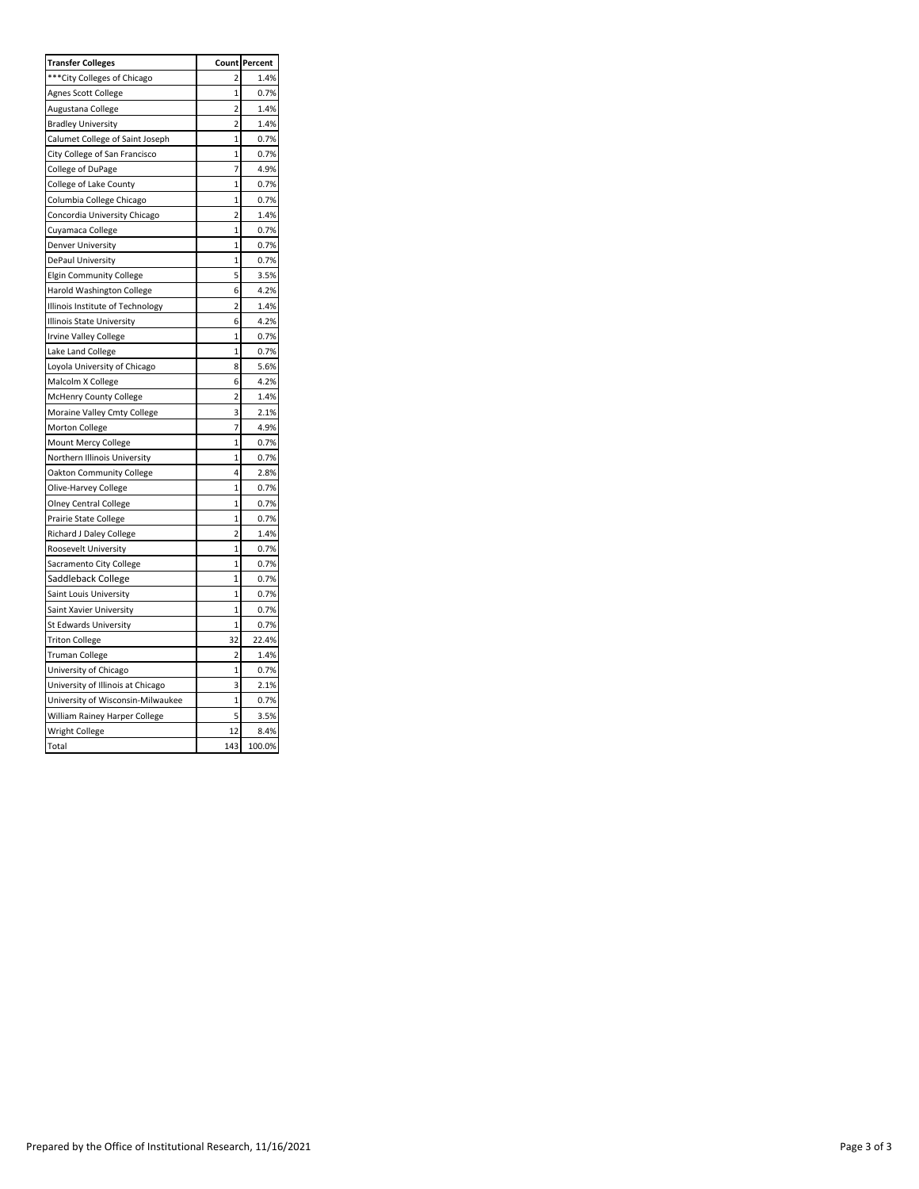| Transfer Colleges | Count | Percent |
|---|---|---|
| ***City Colleges of Chicago | 2 | 1.4% |
| Agnes Scott College | 1 | 0.7% |
| Augustana College | 2 | 1.4% |
| Bradley University | 2 | 1.4% |
| Calumet College of Saint Joseph | 1 | 0.7% |
| City College of San Francisco | 1 | 0.7% |
| College of DuPage | 7 | 4.9% |
| College of Lake County | 1 | 0.7% |
| Columbia College Chicago | 1 | 0.7% |
| Concordia University Chicago | 2 | 1.4% |
| Cuyamaca College | 1 | 0.7% |
| Denver University | 1 | 0.7% |
| DePaul University | 1 | 0.7% |
| Elgin Community College | 5 | 3.5% |
| Harold Washington College | 6 | 4.2% |
| Illinois Institute of Technology | 2 | 1.4% |
| Illinois State University | 6 | 4.2% |
| Irvine Valley College | 1 | 0.7% |
| Lake Land College | 1 | 0.7% |
| Loyola University of Chicago | 8 | 5.6% |
| Malcolm X College | 6 | 4.2% |
| McHenry County College | 2 | 1.4% |
| Moraine Valley Cmty College | 3 | 2.1% |
| Morton College | 7 | 4.9% |
| Mount Mercy College | 1 | 0.7% |
| Northern Illinois University | 1 | 0.7% |
| Oakton Community College | 4 | 2.8% |
| Olive-Harvey College | 1 | 0.7% |
| Olney Central College | 1 | 0.7% |
| Prairie State College | 1 | 0.7% |
| Richard J Daley College | 2 | 1.4% |
| Roosevelt University | 1 | 0.7% |
| Sacramento City College | 1 | 0.7% |
| Saddleback College | 1 | 0.7% |
| Saint Louis University | 1 | 0.7% |
| Saint Xavier University | 1 | 0.7% |
| St Edwards University | 1 | 0.7% |
| Triton College | 32 | 22.4% |
| Truman College | 2 | 1.4% |
| University of Chicago | 1 | 0.7% |
| University of Illinois at Chicago | 3 | 2.1% |
| University of Wisconsin-Milwaukee | 1 | 0.7% |
| William Rainey Harper College | 5 | 3.5% |
| Wright College | 12 | 8.4% |
| Total | 143 | 100.0% |

Prepared by the Office of Institutional Research, 11/16/2021